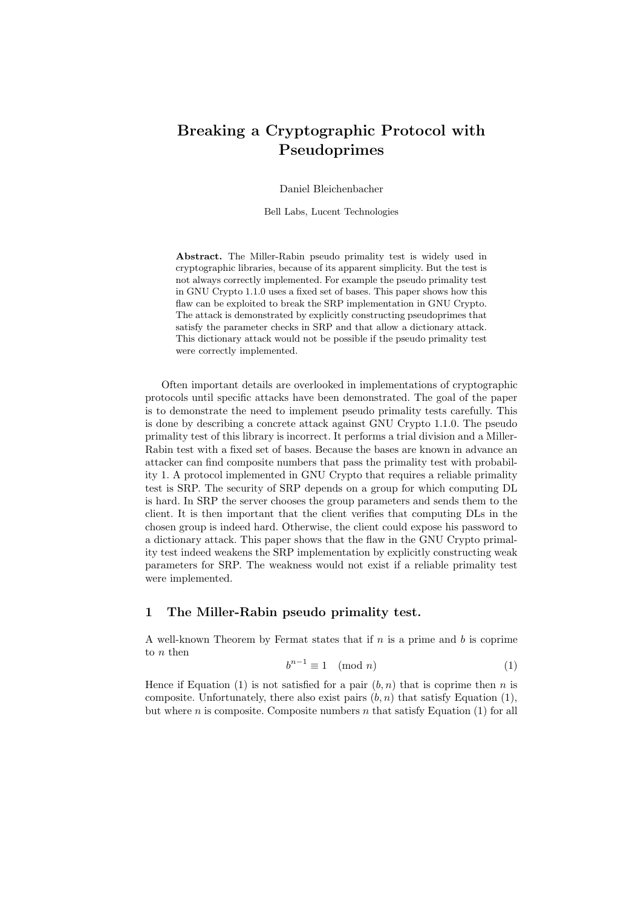# Breaking a Cryptographic Protocol with Pseudoprimes

Daniel Bleichenbacher

Bell Labs, Lucent Technologies

**Abstract.** The Miller-Rabin pseudo primality test is widely used in cryptographic libraries, because of its apparent simplicity. But the test is not always correctly implemented. For example the pseudo primality test in GNU Crypto 1.1.0 uses a fixed set of bases. This paper shows how this flaw can be exploited to break the SRP implementation in GNU Crypto. The attack is demonstrated by explicitly constructing pseudoprimes that satisfy the parameter checks in SRP and that allow a dictionary attack. This dictionary attack would not be possible if the pseudo primality test were correctly implemented.

Often important details are overlooked in implementations of cryptographic protocols until specific attacks have been demonstrated. The goal of the paper is to demonstrate the need to implement pseudo primality tests carefully. This is done by describing a concrete attack against GNU Crypto 1.1.0. The pseudo primality test of this library is incorrect. It performs a trial division and a Miller-Rabin test with a fixed set of bases. Because the bases are known in advance an attacker can find composite numbers that pass the primality test with probability 1. A protocol implemented in GNU Crypto that requires a reliable primality test is SRP. The security of SRP depends on a group for which computing DL is hard. In SRP the server chooses the group parameters and sends them to the client. It is then important that the client verifies that computing DLs in the chosen group is indeed hard. Otherwise, the client could expose his password to a dictionary attack. This paper shows that the flaw in the GNU Crypto primality test indeed weakens the SRP implementation by explicitly constructing weak parameters for SRP. The weakness would not exist if a reliable primality test were implemented.

## 1 The Miller-Rabin pseudo primality test.

A well-known Theorem by Fermat states that if $n$ is a prime and $b$ is coprime to $n$ then

$$b^{n-1} \equiv 1 \pmod{n} \tag{1}$$

Hence if Equation (1) is not satisfied for a pair $(b, n)$ that is coprime then $n$ is composite. Unfortunately, there also exist pairs $(b, n)$ that satisfy Equation (1), but where $n$ is composite. Composite numbers $n$ that satisfy Equation (1) for all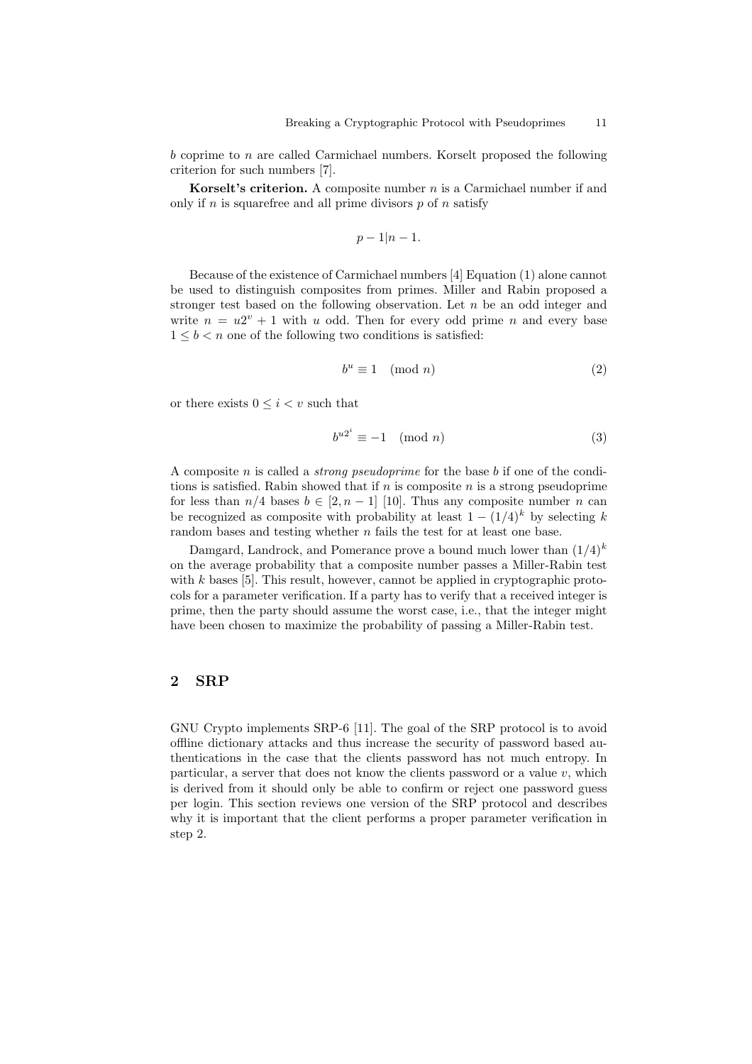$b$ coprime to $n$ are called Carmichael numbers. Korselt proposed the following criterion for such numbers [7].

**Korselt's criterion.** A composite number $n$ is a Carmichael number if and only if $n$ is squarefree and all prime divisors $p$ of $n$ satisfy

$$p - 1 | n - 1.$$

Because of the existence of Carmichael numbers [4] Equation (1) alone cannot be used to distinguish composites from primes. Miller and Rabin proposed a stronger test based on the following observation. Let $n$ be an odd integer and write $n = u2^v + 1$ with $u$ odd. Then for every odd prime $n$ and every base $1 \leq b < n$ one of the following two conditions is satisfied:

$$b^u \equiv 1 \pmod{n} \tag{2}$$

or there exists $0 \leq i < v$ such that

$$b^{u2^i} \equiv -1 \pmod{n} \tag{3}$$

A composite $n$ is called a *strong pseudoprime* for the base $b$ if one of the conditions is satisfied. Rabin showed that if $n$ is composite $n$ is a strong pseudoprime for less than $n/4$ bases $b \in [2, n-1]$ [10]. Thus any composite number $n$ can be recognized as composite with probability at least $1 - (1/4)^k$ by selecting $k$ random bases and testing whether $n$ fails the test for at least one base.

Damgard, Landrock, and Pomerance prove a bound much lower than $(1/4)^k$ on the average probability that a composite number passes a Miller-Rabin test with $k$ bases [5]. This result, however, cannot be applied in cryptographic protocols for a parameter verification. If a party has to verify that a received integer is prime, then the party should assume the worst case, i.e., that the integer might have been chosen to maximize the probability of passing a Miller-Rabin test.

## 2 SRP

GNU Crypto implements SRP-6 [11]. The goal of the SRP protocol is to avoid offline dictionary attacks and thus increase the security of password based authentications in the case that the clients password has not much entropy. In particular, a server that does not know the clients password or a value $v$, which is derived from it should only be able to confirm or reject one password guess per login. This section reviews one version of the SRP protocol and describes why it is important that the client performs a proper parameter verification in step 2.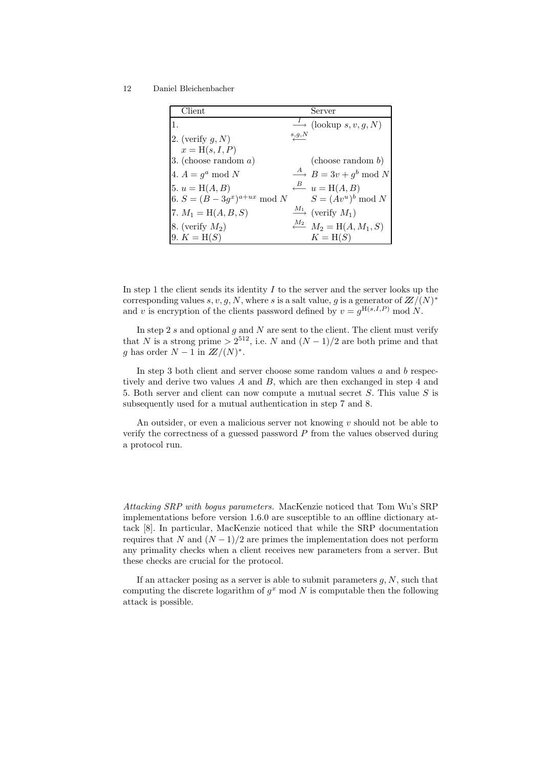| Client | | Server |
|---|---|---|
| 1. | $\xrightarrow{I}$ | (lookup $s, v, g, N$) |
| 2. (verify $g, N$) | $\xleftarrow{s,g,N}$ | |
| $x = \mathrm{H}(s, I, P)$ | | |
| 3. (choose random $a$) | | (choose random $b$) |
| 4. $A = g^a \bmod N$ | $\xrightarrow{A}$ | $B = 3v + g^b \bmod N$ |
| 5. $u = \mathrm{H}(A, B)$ | $\xleftarrow{B}$ | $u = \mathrm{H}(A, B)$ |
| 6. $S = (B - 3g^x)^{a+ux} \bmod N$ | | $S = (Av^u)^b \bmod N$ |
| 7. $M_1 = \mathrm{H}(A, B, S)$ | $\xrightarrow{M_1}$ | (verify $M_1$) |
| 8. (verify $M_2$) | $\xleftarrow{M_2}$ | $M_2 = \mathrm{H}(A, M_1, S)$ |
| 9. $K = \mathrm{H}(S)$ | | $K = \mathrm{H}(S)$ |

In step 1 the client sends its identity $I$ to the server and the server looks up the corresponding values $s, v, g, N$, where $s$ is a salt value, $g$ is a generator of $\mathbb{Z}/(N)^*$ and $v$ is encryption of the clients password defined by $v = g^{\mathrm{H}(s,I,P)} \bmod N$.

In step 2 $s$ and optional $g$ and $N$ are sent to the client. The client must verify that $N$ is a strong prime $> 2^{512}$, i.e. $N$ and $(N-1)/2$ are both prime and that $g$ has order $N-1$ in $\mathbb{Z}/(N)^*$.

In step 3 both client and server choose some random values $a$ and $b$ respectively and derive two values $A$ and $B$, which are then exchanged in step 4 and 5. Both server and client can now compute a mutual secret $S$. This value $S$ is subsequently used for a mutual authentication in step 7 and 8.

An outsider, or even a malicious server not knowing $v$ should not be able to verify the correctness of a guessed password $P$ from the values observed during a protocol run.

*Attacking SRP with bogus parameters.* MacKenzie noticed that Tom Wu's SRP implementations before version 1.6.0 are susceptible to an offline dictionary attack [8]. In particular, MacKenzie noticed that while the SRP documentation requires that $N$ and $(N-1)/2$ are primes the implementation does not perform any primality checks when a client receives new parameters from a server. But these checks are crucial for the protocol.

If an attacker posing as a server is able to submit parameters $g, N$, such that computing the discrete logarithm of $g^x \bmod N$ is computable then the following attack is possible.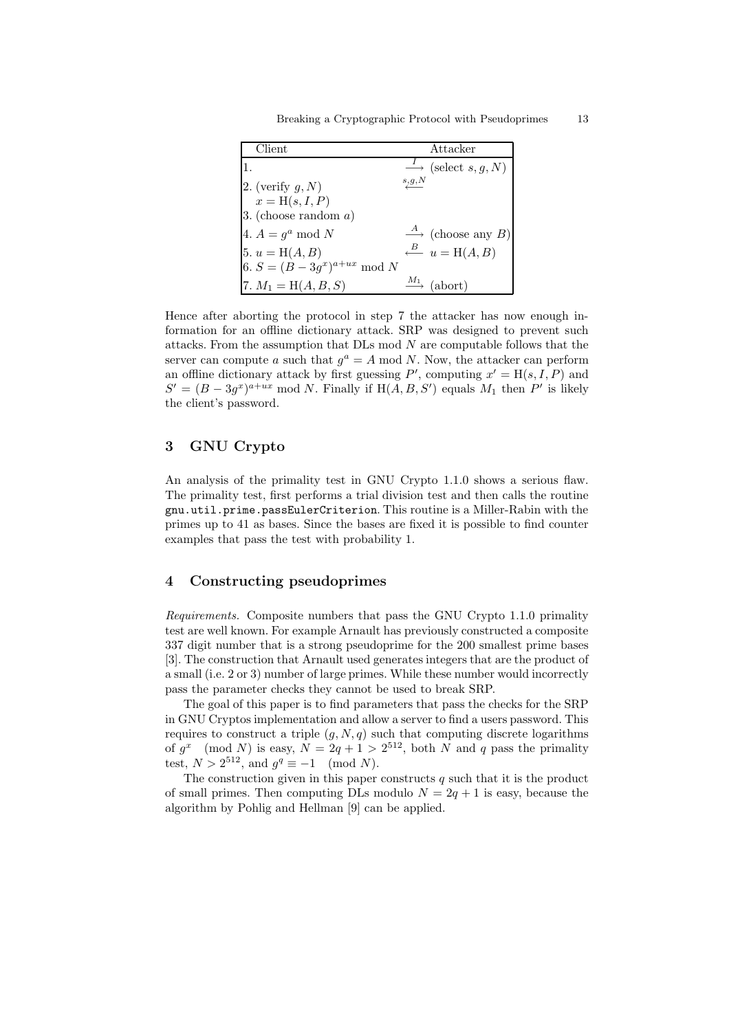| Client | | Attacker |
| --- | --- | --- |
| 1. | $\xrightarrow{I}$ | (select $s, g, N$) |
| 2. (verify $g, N$) <br> $x = \text{H}(s, I, P)$ | $\xleftarrow{s,g,N}$ | |
| 3. (choose random $a$) | | |
| 4. $A = g^a \bmod N$ | $\xrightarrow{A}$ | (choose any $B$) |
| 5. $u = \text{H}(A, B)$ | $\xleftarrow{B}$ | $u = \text{H}(A, B)$ |
| 6. $S = (B - 3g^x)^{a+ux} \bmod N$ | | |
| 7. $M_1 = \text{H}(A, B, S)$ | $\xrightarrow{M_1}$ | (abort) |

Hence after aborting the protocol in step 7 the attacker has now enough information for an offline dictionary attack. SRP was designed to prevent such attacks. From the assumption that DLs mod $N$ are computable follows that the server can compute $a$ such that $g^a = A \bmod N$. Now, the attacker can perform an offline dictionary attack by first guessing $P'$, computing $x' = \text{H}(s, I, P)$ and $S' = (B - 3g^x)^{a+ux} \bmod N$. Finally if $\text{H}(A, B, S')$ equals $M_1$ then $P'$ is likely the client's password.

## 3 GNU Crypto

An analysis of the primality test in GNU Crypto 1.1.0 shows a serious flaw. The primality test, first performs a trial division test and then calls the routine `gnu.util.prime.passEulerCriterion`. This routine is a Miller-Rabin with the primes up to 41 as bases. Since the bases are fixed it is possible to find counter examples that pass the test with probability 1.

## 4 Constructing pseudoprimes

*Requirements.* Composite numbers that pass the GNU Crypto 1.1.0 primality test are well known. For example Arnault has previously constructed a composite 337 digit number that is a strong pseudoprime for the 200 smallest prime bases [3]. The construction that Arnault used generates integers that are the product of a small (i.e. 2 or 3) number of large primes. While these number would incorrectly pass the parameter checks they cannot be used to break SRP.

The goal of this paper is to find parameters that pass the checks for the SRP in GNU Cryptos implementation and allow a server to find a users password. This requires to construct a triple $(g, N, q)$ such that computing discrete logarithms of $g^x \pmod N$ is easy, $N = 2q + 1 > 2^{512}$, both $N$ and $q$ pass the primality test, $N > 2^{512}$, and $g^q \equiv -1 \pmod N$.

The construction given in this paper constructs $q$ such that it is the product of small primes. Then computing DLs modulo $N = 2q + 1$ is easy, because the algorithm by Pohlig and Hellman [9] can be applied.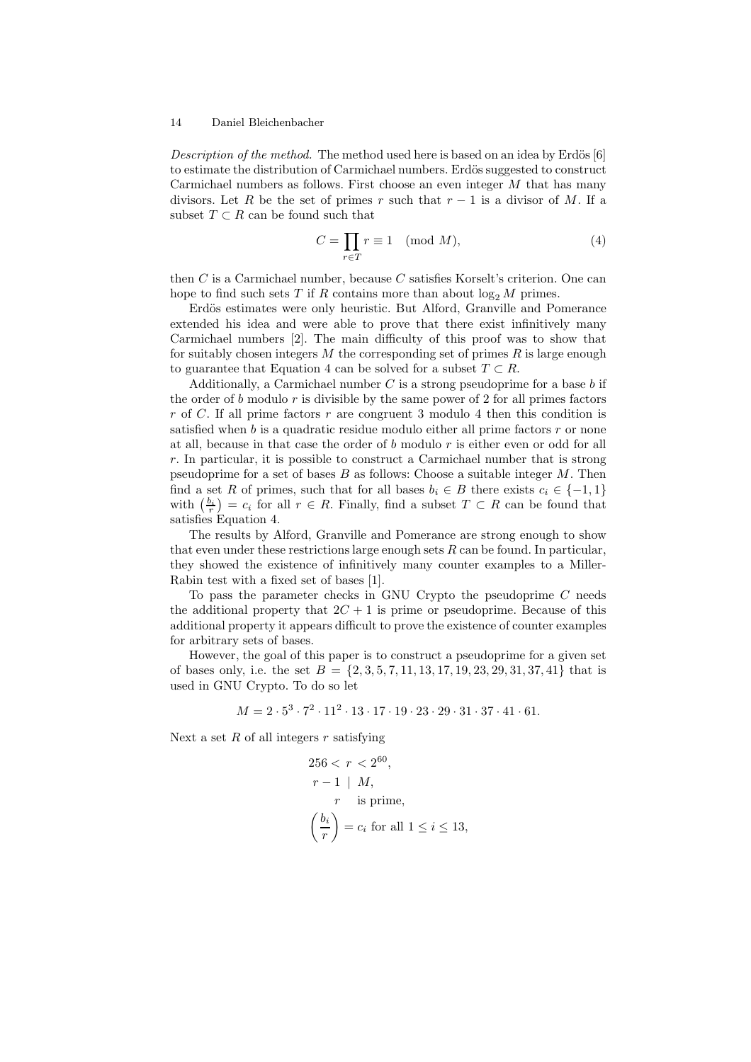*Description of the method.* The method used here is based on an idea by Erdös [6] to estimate the distribution of Carmichael numbers. Erdös suggested to construct Carmichael numbers as follows. First choose an even integer $M$ that has many divisors. Let $R$ be the set of primes $r$ such that $r - 1$ is a divisor of $M$. If a subset $T \subset R$ can be found such that

$$C = \prod_{r \in T} r \equiv 1 \pmod{M}, \tag{4}$$

then $C$ is a Carmichael number, because $C$ satisfies Korselt's criterion. One can hope to find such sets $T$ if $R$ contains more than about $\log_2 M$ primes.

Erdös estimates were only heuristic. But Alford, Granville and Pomerance extended his idea and were able to prove that there exist infinitively many Carmichael numbers [2]. The main difficulty of this proof was to show that for suitably chosen integers $M$ the corresponding set of primes $R$ is large enough to guarantee that Equation 4 can be solved for a subset $T \subset R$.

Additionally, a Carmichael number $C$ is a strong pseudoprime for a base $b$ if the order of $b$ modulo $r$ is divisible by the same power of 2 for all primes factors $r$ of $C$. If all prime factors $r$ are congruent 3 modulo 4 then this condition is satisfied when $b$ is a quadratic residue modulo either all prime factors $r$ or none at all, because in that case the order of $b$ modulo $r$ is either even or odd for all $r$. In particular, it is possible to construct a Carmichael number that is strong pseudoprime for a set of bases $B$ as follows: Choose a suitable integer $M$. Then find a set $R$ of primes, such that for all bases $b_i \in B$ there exists $c_i \in \{-1, 1\}$ with $\left(\frac{b_i}{r}\right) = c_i$ for all $r \in R$. Finally, find a subset $T \subset R$ can be found that satisfies Equation 4.

The results by Alford, Granville and Pomerance are strong enough to show that even under these restrictions large enough sets $R$ can be found. In particular, they showed the existence of infinitively many counter examples to a Miller-Rabin test with a fixed set of bases [1].

To pass the parameter checks in GNU Crypto the pseudoprime $C$ needs the additional property that $2C + 1$ is prime or pseudoprime. Because of this additional property it appears difficult to prove the existence of counter examples for arbitrary sets of bases.

However, the goal of this paper is to construct a pseudoprime for a given set of bases only, i.e. the set $B = \{2, 3, 5, 7, 11, 13, 17, 19, 23, 29, 31, 37, 41\}$ that is used in GNU Crypto. To do so let

$$M = 2 \cdot 5^3 \cdot 7^2 \cdot 11^2 \cdot 13 \cdot 17 \cdot 19 \cdot 23 \cdot 29 \cdot 31 \cdot 37 \cdot 41 \cdot 61.$$

Next a set $R$ of all integers $r$ satisfying

$$\begin{aligned}
&256 < r < 2^{60}, \\
&r - 1 \mid M, \\
&\quad r \quad \text{is prime}, \\
&\left(\frac{b_i}{r}\right) = c_i \text{ for all } 1 \leq i \leq 13,
\end{aligned}$$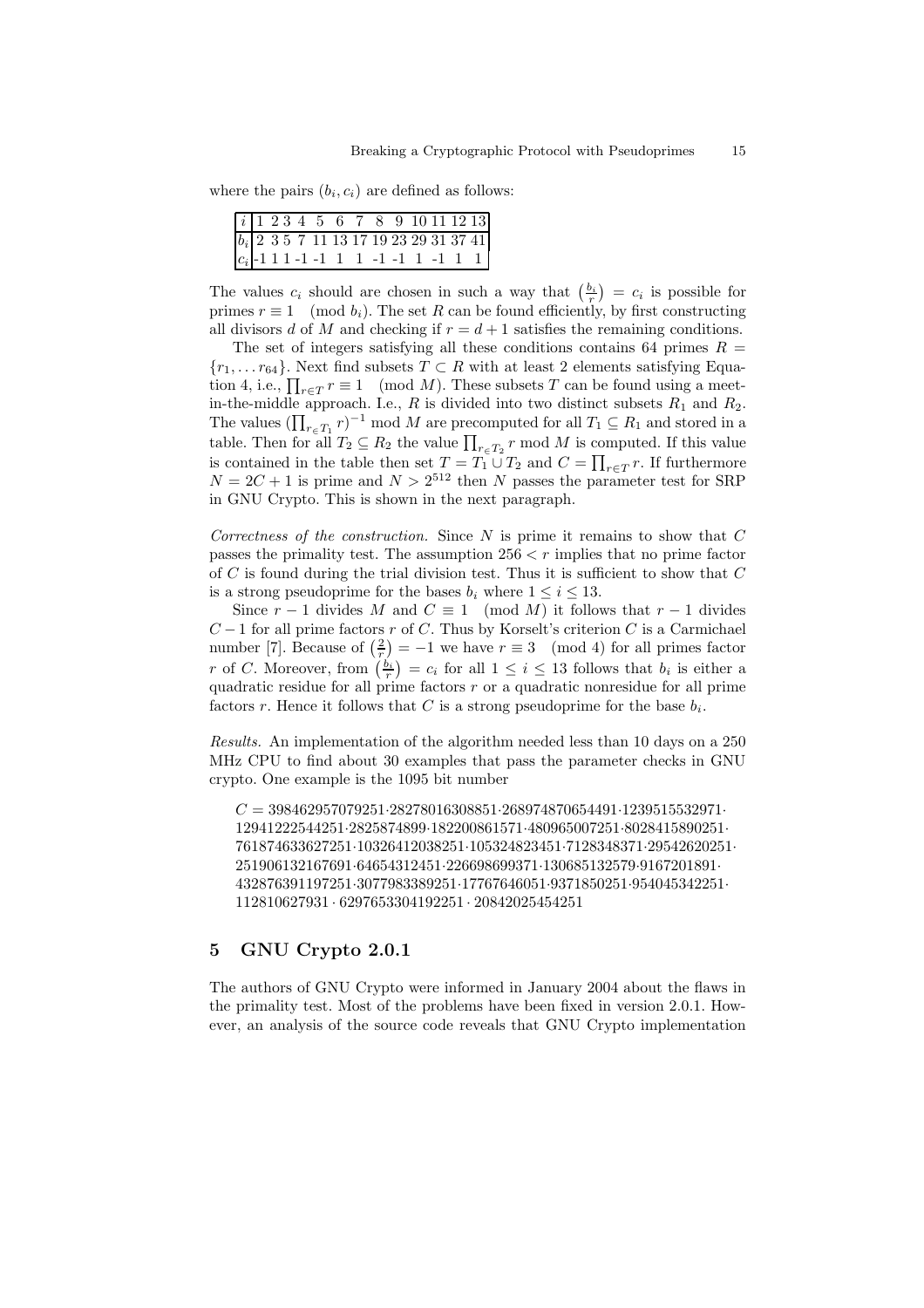where the pairs $(b_i, c_i)$ are defined as follows:

| $i$ | 1 | 2 | 3 | 4 | 5 | 6 | 7 | 8 | 9 | 10 | 11 | 12 | 13 |
|---|---|---|---|---|---|---|---|---|---|---|---|---|---|
| $b_i$ | 2 | 3 | 5 | 7 | 11 | 13 | 17 | 19 | 23 | 29 | 31 | 37 | 41 |
| $c_i$ | -1 | 1 | 1 | -1 | -1 | 1 | 1 | -1 | -1 | 1 | -1 | 1 | 1 |

The values $c_i$ should are chosen in such a way that $\left(\frac{b_i}{r}\right) = c_i$ is possible for primes $r \equiv 1 \pmod{b_i}$. The set $R$ can be found efficiently, by first constructing all divisors $d$ of $M$ and checking if $r = d + 1$ satisfies the remaining conditions.

The set of integers satisfying all these conditions contains 64 primes $R = \{r_1, \ldots r_{64}\}$. Next find subsets $T \subset R$ with at least 2 elements satisfying Equation 4, i.e., $\prod_{r \in T} r \equiv 1 \pmod{M}$. These subsets $T$ can be found using a meet-in-the-middle approach. I.e., $R$ is divided into two distinct subsets $R_1$ and $R_2$. The values $(\prod_{r \in T_1} r)^{-1} \bmod M$ are precomputed for all $T_1 \subseteq R_1$ and stored in a table. Then for all $T_2 \subseteq R_2$ the value $\prod_{r \in T_2} r \bmod M$ is computed. If this value is contained in the table then set $T = T_1 \cup T_2$ and $C = \prod_{r \in T} r$. If furthermore $N = 2C + 1$ is prime and $N > 2^{512}$ then $N$ passes the parameter test for SRP in GNU Crypto. This is shown in the next paragraph.

*Correctness of the construction.* Since $N$ is prime it remains to show that $C$ passes the primality test. The assumption $256 < r$ implies that no prime factor of $C$ is found during the trial division test. Thus it is sufficient to show that $C$ is a strong pseudoprime for the bases $b_i$ where $1 \leq i \leq 13$.

Since $r - 1$ divides $M$ and $C \equiv 1 \pmod{M}$ it follows that $r - 1$ divides $C - 1$ for all prime factors $r$ of $C$. Thus by Korselt's criterion $C$ is a Carmichael number [7]. Because of $\left(\frac{2}{r}\right) = -1$ we have $r \equiv 3 \pmod{4}$ for all primes factor $r$ of $C$. Moreover, from $\left(\frac{b_i}{r}\right) = c_i$ for all $1 \leq i \leq 13$ follows that $b_i$ is either a quadratic residue for all prime factors $r$ or a quadratic nonresidue for all prime factors $r$. Hence it follows that $C$ is a strong pseudoprime for the base $b_i$.

*Results.* An implementation of the algorithm needed less than 10 days on a 250 MHz CPU to find about 30 examples that pass the parameter checks in GNU crypto. One example is the 1095 bit number

$$C = 398462957079251 \cdot 28278016308851 \cdot 268974870654491 \cdot 1239515532971 \cdot 12941222544251 \cdot 2825874899 \cdot 182200861571 \cdot 480965007251 \cdot 8028415890251 \cdot 761874633627251 \cdot 10326412038251 \cdot 105324823451 \cdot 7128348371 \cdot 29542620251 \cdot 251906132167691 \cdot 64654312451 \cdot 226698699371 \cdot 130685132579 \cdot 9167201891 \cdot 432876391197251 \cdot 3077983389251 \cdot 17767646051 \cdot 9371850251 \cdot 954045342251 \cdot 112810627931 \cdot 6297653304192251 \cdot 20842025454251$$

## 5 GNU Crypto 2.0.1

The authors of GNU Crypto were informed in January 2004 about the flaws in the primality test. Most of the problems have been fixed in version 2.0.1. However, an analysis of the source code reveals that GNU Crypto implementation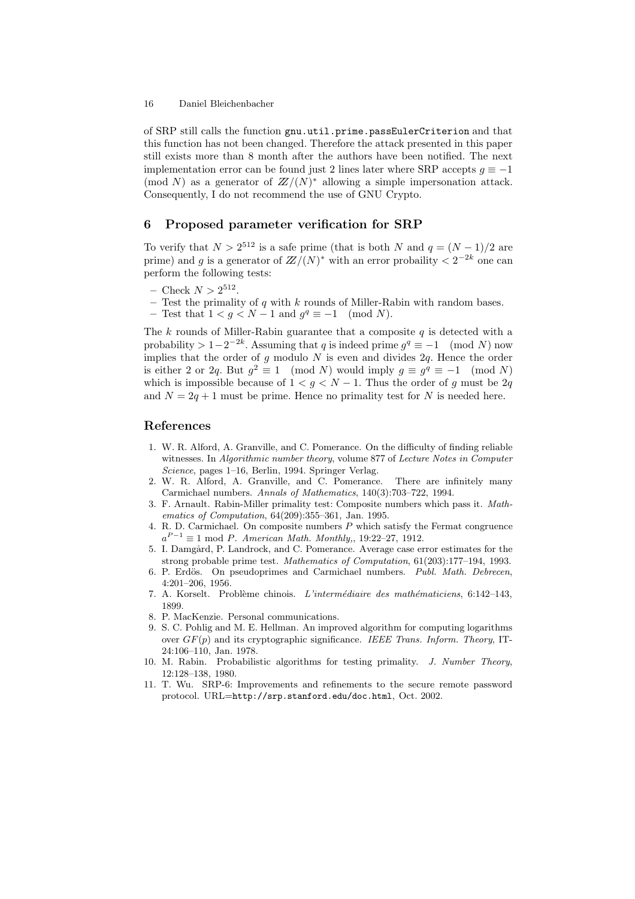of SRP still calls the function `gnu.util.prime.passEulerCriterion` and that this function has not been changed. Therefore the attack presented in this paper still exists more than 8 month after the authors have been notified. The next implementation error can be found just 2 lines later where SRP accepts $g \equiv -1 \pmod N$ as a generator of $\mathbb{Z}/(N)^*$ allowing a simple impersonation attack. Consequently, I do not recommend the use of GNU Crypto.

## 6 Proposed parameter verification for SRP

To verify that $N > 2^{512}$ is a safe prime (that is both $N$ and $q = (N-1)/2$ are prime) and $g$ is a generator of $\mathbb{Z}/(N)^*$ with an error probaility $< 2^{-2k}$ one can perform the following tests:

- Check $N > 2^{512}$.
- Test the primality of $q$ with $k$ rounds of Miller-Rabin with random bases.
- Test that $1 < g < N-1$ and $g^q \equiv -1 \pmod N$.

The $k$ rounds of Miller-Rabin guarantee that a composite $q$ is detected with a probability $> 1 - 2^{-2k}$. Assuming that $q$ is indeed prime $g^q \equiv -1 \pmod N$ now implies that the order of $g$ modulo $N$ is even and divides $2q$. Hence the order is either 2 or $2q$. But $g^2 \equiv 1 \pmod N$ would imply $g \equiv g^q \equiv -1 \pmod N$ which is impossible because of $1 < g < N-1$. Thus the order of $g$ must be $2q$ and $N = 2q+1$ must be prime. Hence no primality test for $N$ is needed here.

## References

1. W. R. Alford, A. Granville, and C. Pomerance. On the difficulty of finding reliable witnesses. In *Algorithmic number theory*, volume 877 of *Lecture Notes in Computer Science*, pages 1–16, Berlin, 1994. Springer Verlag.
2. W. R. Alford, A. Granville, and C. Pomerance. There are infinitely many Carmichael numbers. *Annals of Mathematics*, 140(3):703–722, 1994.
3. F. Arnault. Rabin-Miller primality test: Composite numbers which pass it. *Mathematics of Computation*, 64(209):355–361, Jan. 1995.
4. R. D. Carmichael. On composite numbers $P$ which satisfy the Fermat congruence $a^{P-1} \equiv 1 \bmod P$. *American Math. Monthly,*, 19:22–27, 1912.
5. I. Damgård, P. Landrock, and C. Pomerance. Average case error estimates for the strong probable prime test. *Mathematics of Computation*, 61(203):177–194, 1993.
6. P. Erdös. On pseudoprimes and Carmichael numbers. *Publ. Math. Debrecen*, 4:201–206, 1956.
7. A. Korselt. Problème chinois. *L'intermédiaire des mathématiciens*, 6:142–143, 1899.
8. P. MacKenzie. Personal communications.
9. S. C. Pohlig and M. E. Hellman. An improved algorithm for computing logarithms over $GF(p)$ and its cryptographic significance. *IEEE Trans. Inform. Theory*, IT-24:106–110, Jan. 1978.
10. M. Rabin. Probabilistic algorithms for testing primality. *J. Number Theory*, 12:128–138, 1980.
11. T. Wu. SRP-6: Improvements and refinements to the secure remote password protocol. URL=`http://srp.stanford.edu/doc.html`, Oct. 2002.